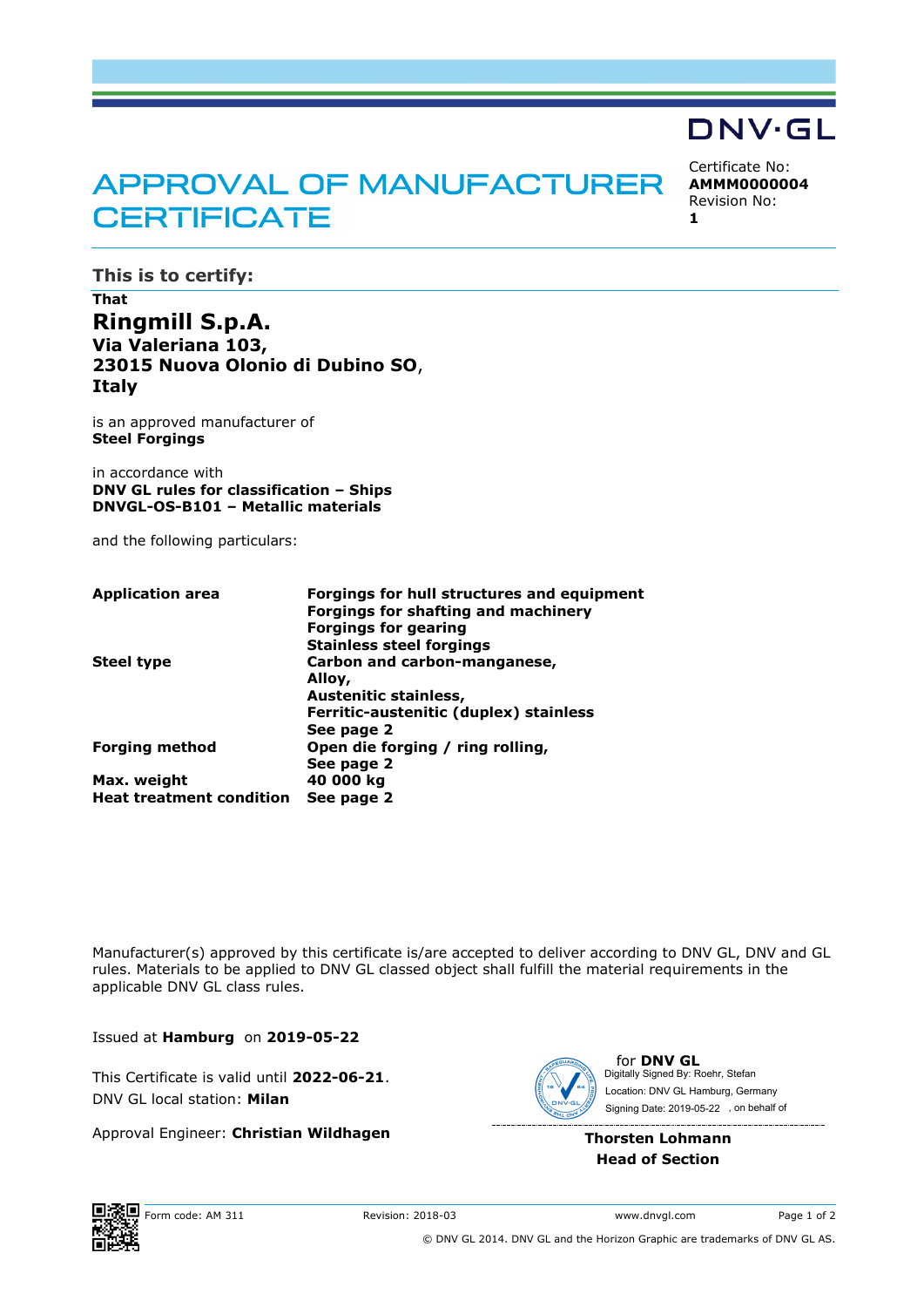DNV·GL

# APPROVAL OF MANUFACTURER CERTIFICATE

Certificate No:
**AMMM0000004**
Revision No:
**1**

## This is to certify:

**That**

**Ringmill S.p.A.**
**Via Valeriana 103,**
**23015 Nuova Olonio di Dubino SO**,
**Italy**

is an approved manufacturer of
**Steel Forgings**

in accordance with
**DNV GL rules for classification – Ships**
**DNVGL-OS-B101 – Metallic materials**

and the following particulars:

| | |
|---|---|
| **Application area** | **Forgings for hull structures and equipment**<br>**Forgings for shafting and machinery**<br>**Forgings for gearing**<br>**Stainless steel forgings** |
| **Steel type** | **Carbon and carbon-manganese,**<br>**Alloy,**<br>**Austenitic stainless,**<br>**Ferritic-austenitic (duplex) stainless**<br>**See page 2** |
| **Forging method** | **Open die forging / ring rolling,**<br>**See page 2** |
| **Max. weight** | **40 000 kg** |
| **Heat treatment condition** | **See page 2** |

Manufacturer(s) approved by this certificate is/are accepted to deliver according to DNV GL, DNV and GL rules. Materials to be applied to DNV GL classed object shall fulfill the material requirements in the applicable DNV GL class rules.

Issued at **Hamburg** on **2019-05-22**

This Certificate is valid until **2022-06-21**.
DNV GL local station: **Milan**

Approval Engineer: **Christian Wildhagen**

for **DNV GL**
Digitally Signed By: Roehr, Stefan
Location: DNV GL Hamburg, Germany
Signing Date: 2019-05-22 , on behalf of

**Thorsten Lohmann**
**Head of Section**

Form code: AM 311 Revision: 2018-03 www.dnvgl.com

© DNV GL 2014. DNV GL and the Horizon Graphic are trademarks of DNV GL AS.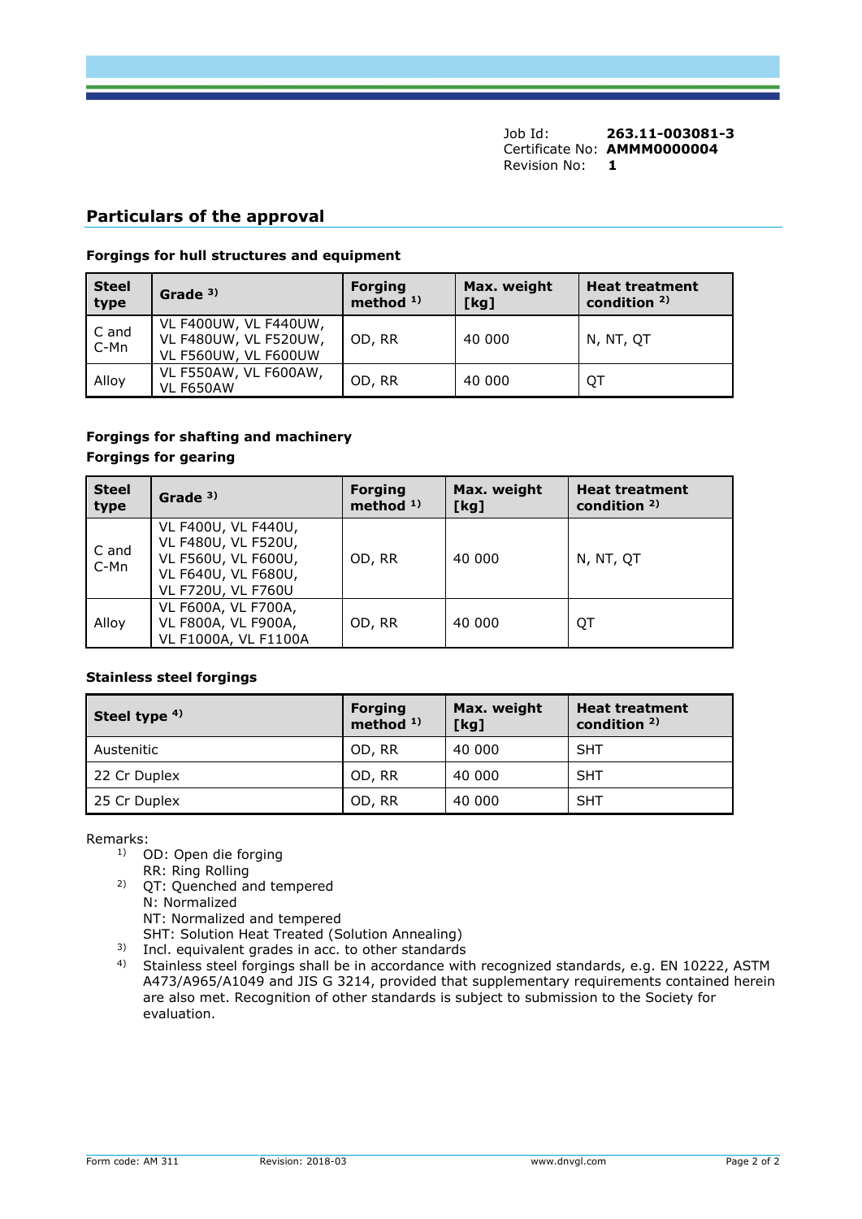Job Id: **263.11-003081-3**
Certificate No: **AMMM0000004**
Revision No: **1**

## Particulars of the approval

### Forgings for hull structures and equipment

| Steel type | Grade [3] | Forging method [1] | Max. weight [kg] | Heat treatment condition [2] |
|---|---|---|---|---|
| C and C-Mn | VL F400UW, VL F440UW, VL F480UW, VL F520UW, VL F560UW, VL F600UW | OD, RR | 40 000 | N, NT, QT |
| Alloy | VL F550AW, VL F600AW, VL F650AW | OD, RR | 40 000 | QT |

### Forgings for shafting and machinery
### Forgings for gearing

| Steel type | Grade [3] | Forging method [1] | Max. weight [kg] | Heat treatment condition [2] |
|---|---|---|---|---|
| C and C-Mn | VL F400U, VL F440U, VL F480U, VL F520U, VL F560U, VL F600U, VL F640U, VL F680U, VL F720U, VL F760U | OD, RR | 40 000 | N, NT, QT |
| Alloy | VL F600A, VL F700A, VL F800A, VL F900A, VL F1000A, VL F1100A | OD, RR | 40 000 | QT |

### Stainless steel forgings

| Steel type [4] | Forging method [1] | Max. weight [kg] | Heat treatment condition [2] |
|---|---|---|---|
| Austenitic | OD, RR | 40 000 | SHT |
| 22 Cr Duplex | OD, RR | 40 000 | SHT |
| 25 Cr Duplex | OD, RR | 40 000 | SHT |

Remarks:

1) OD: Open die forging
   RR: Ring Rolling
2) QT: Quenched and tempered
   N: Normalized
   NT: Normalized and tempered
   SHT: Solution Heat Treated (Solution Annealing)
3) Incl. equivalent grades in acc. to other standards
4) Stainless steel forgings shall be in accordance with recognized standards, e.g. EN 10222, ASTM A473/A965/A1049 and JIS G 3214, provided that supplementary requirements contained herein are also met. Recognition of other standards is subject to submission to the Society for evaluation.